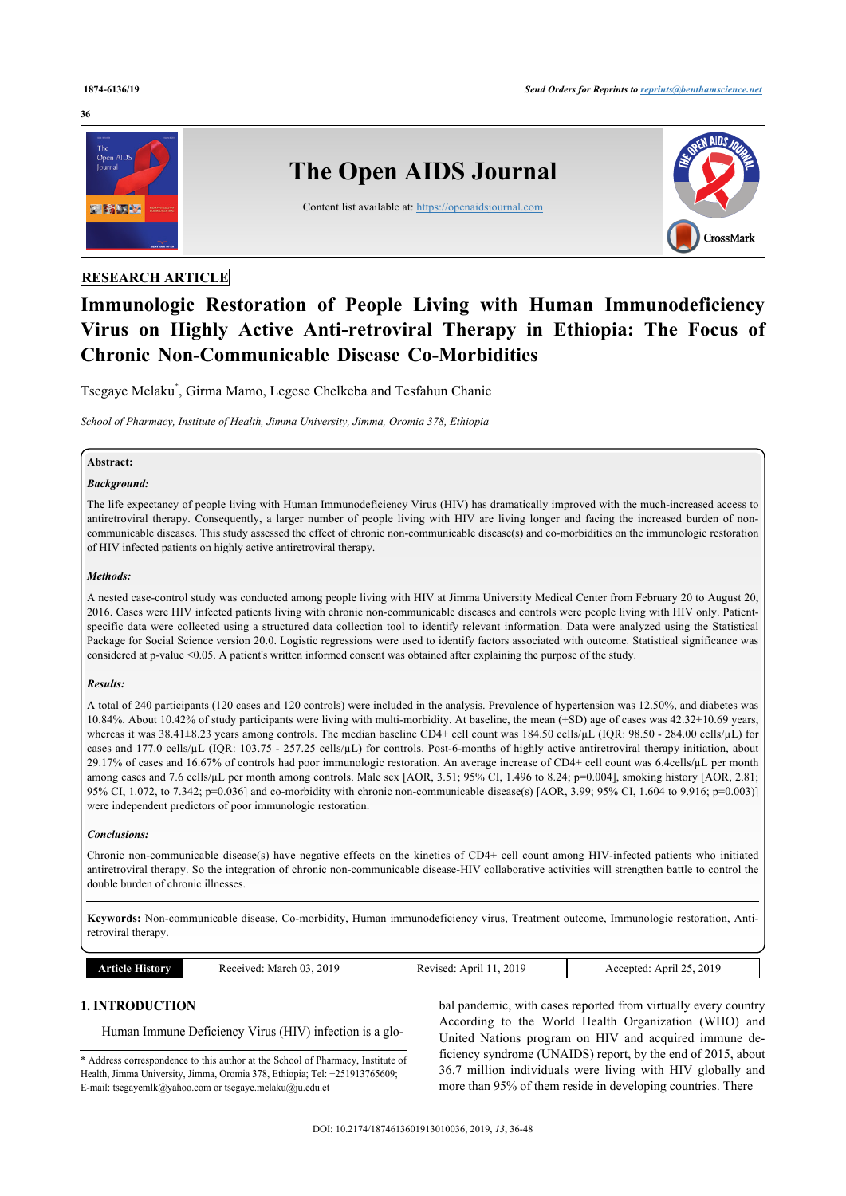RESEARCH ARTICLE

# Immunologic Restoration of People Living with Human Immunodeficiency Virus on Highly Active Anti-retroviral Therapy in Ethiopia: The Focus of Chronic Non-Communicable Disease Co-Morbidities

Tsegaye Melaku[*], Girma Mamo, Legese Chelkeba and Tesfahun Chanie

*School of Pharmacy, Institute of Health, Jimma University, Jimma, Oromia 378, Ethiopia*

## Abstract:

### *Background:*

The life expectancy of people living with Human Immunodeficiency Virus (HIV) has dramatically improved with the much-increased access to antiretroviral therapy. Consequently, a larger number of people living with HIV are living longer and facing the increased burden of non-communicable diseases. This study assessed the effect of chronic non-communicable disease(s) and co-morbidities on the immunologic restoration of HIV infected patients on highly active antiretroviral therapy.

### *Methods:*

A nested case-control study was conducted among people living with HIV at Jimma University Medical Center from February 20 to August 20, 2016. Cases were HIV infected patients living with chronic non-communicable diseases and controls were people living with HIV only. Patient-specific data were collected using a structured data collection tool to identify relevant information. Data were analyzed using the Statistical Package for Social Science version 20.0. Logistic regressions were used to identify factors associated with outcome. Statistical significance was considered at p-value <0.05. A patient's written informed consent was obtained after explaining the purpose of the study.

### *Results:*

A total of 240 participants (120 cases and 120 controls) were included in the analysis. Prevalence of hypertension was 12.50%, and diabetes was 10.84%. About 10.42% of study participants were living with multi-morbidity. At baseline, the mean (±SD) age of cases was 42.32±10.69 years, whereas it was 38.41±8.23 years among controls. The median baseline CD4+ cell count was 184.50 cells/µL (IQR: 98.50 - 284.00 cells/µL) for cases and 177.0 cells/µL (IQR: 103.75 - 257.25 cells/µL) for controls. Post-6-months of highly active antiretroviral therapy initiation, about 29.17% of cases and 16.67% of controls had poor immunologic restoration. An average increase of CD4+ cell count was 6.4cells/µL per month among cases and 7.6 cells/µL per month among controls. Male sex [AOR, 3.51; 95% CI, 1.496 to 8.24; p=0.004], smoking history [AOR, 2.81; 95% CI, 1.072, to 7.342; p=0.036] and co-morbidity with chronic non-communicable disease(s) [AOR, 3.99; 95% CI, 1.604 to 9.916; p=0.003)] were independent predictors of poor immunologic restoration.

### *Conclusions:*

Chronic non-communicable disease(s) have negative effects on the kinetics of CD4+ cell count among HIV-infected patients who initiated antiretroviral therapy. So the integration of chronic non-communicable disease-HIV collaborative activities will strengthen battle to control the double burden of chronic illnesses.

**Keywords:** Non-communicable disease, Co-morbidity, Human immunodeficiency virus, Treatment outcome, Immunologic restoration, Anti-retroviral therapy.

| Article History | Received: March 03, 2019 | Revised: April 11, 2019 | Accepted: April 25, 2019 |
|---|---|---|---|

## 1. INTRODUCTION

Human Immune Deficiency Virus (HIV) infection is a global pandemic, with cases reported from virtually every country According to the World Health Organization (WHO) and United Nations program on HIV and acquired immune deficiency syndrome (UNAIDS) report, by the end of 2015, about 36.7 million individuals were living with HIV globally and more than 95% of them reside in developing countries. There

---

[*] Address correspondence to this author at the School of Pharmacy, Institute of Health, Jimma University, Jimma, Oromia 378, Ethiopia; Tel: +251913765609; E-mail: tsegayemlk@yahoo.com or tsegaye.melaku@ju.edu.et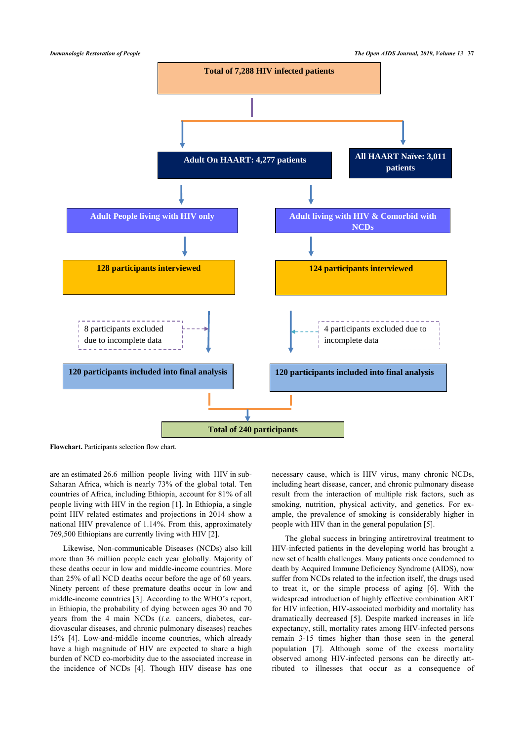Total of 7,288 HIV infected patients

Adult On HAART: 4,277 patients

All HAART Naïve: 3,011 patients

Adult People living with HIV only

Adult living with HIV & Comorbid with NCDs

128 participants interviewed

124 participants interviewed

8 participants excluded due to incomplete data

4 participants excluded due to incomplete data

120 participants included into final analysis

120 participants included into final analysis

Total of 240 participants

**Flowchart.** Participants selection flow chart.

are an estimated 26.6 million people living with HIV in sub-Saharan Africa, which is nearly 73% of the global total. Ten countries of Africa, including Ethiopia, account for 81% of all people living with HIV in the region [1]. In Ethiopia, a single point HIV related estimates and projections in 2014 show a national HIV prevalence of 1.14%. From this, approximately 769,500 Ethiopians are currently living with HIV [2].

Likewise, Non-communicable Diseases (NCDs) also kill more than 36 million people each year globally. Majority of these deaths occur in low and middle-income countries. More than 25% of all NCD deaths occur before the age of 60 years. Ninety percent of these premature deaths occur in low and middle-income countries [3]. According to the WHO's report, in Ethiopia, the probability of dying between ages 30 and 70 years from the 4 main NCDs (*i.e.* cancers, diabetes, cardiovascular diseases, and chronic pulmonary diseases) reaches 15% [4]. Low-and-middle income countries, which already have a high magnitude of HIV are expected to share a high burden of NCD co-morbidity due to the associated increase in the incidence of NCDs [4]. Though HIV disease has one necessary cause, which is HIV virus, many chronic NCDs, including heart disease, cancer, and chronic pulmonary disease result from the interaction of multiple risk factors, such as smoking, nutrition, physical activity, and genetics. For example, the prevalence of smoking is considerably higher in people with HIV than in the general population [5].

The global success in bringing antiretroviral treatment to HIV-infected patients in the developing world has brought a new set of health challenges. Many patients once condemned to death by Acquired Immune Deficiency Syndrome (AIDS), now suffer from NCDs related to the infection itself, the drugs used to treat it, or the simple process of aging [6]. With the widespread introduction of highly effective combination ART for HIV infection, HIV-associated morbidity and mortality has dramatically decreased [5]. Despite marked increases in life expectancy, still, mortality rates among HIV-infected persons remain 3-15 times higher than those seen in the general population [7]. Although some of the excess mortality observed among HIV-infected persons can be directly attributed to illnesses that occur as a consequence of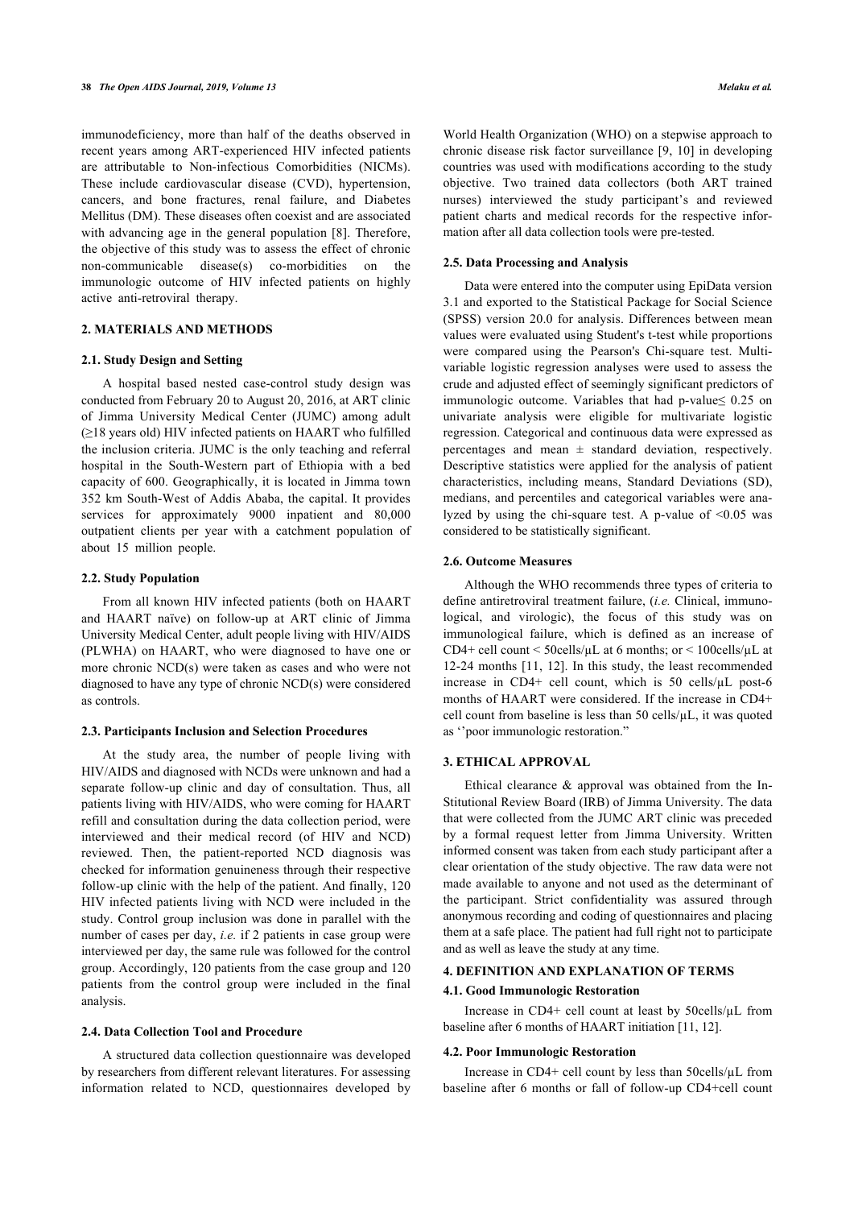immunodeficiency, more than half of the deaths observed in recent years among ART-experienced HIV infected patients are attributable to Non-infectious Comorbidities (NICMs). These include cardiovascular disease (CVD), hypertension, cancers, and bone fractures, renal failure, and Diabetes Mellitus (DM). These diseases often coexist and are associated with advancing age in the general population [8]. Therefore, the objective of this study was to assess the effect of chronic non-communicable disease(s) co-morbidities on the immunologic outcome of HIV infected patients on highly active anti-retroviral therapy.

## 2. MATERIALS AND METHODS

### 2.1. Study Design and Setting

A hospital based nested case-control study design was conducted from February 20 to August 20, 2016, at ART clinic of Jimma University Medical Center (JUMC) among adult (≥18 years old) HIV infected patients on HAART who fulfilled the inclusion criteria. JUMC is the only teaching and referral hospital in the South-Western part of Ethiopia with a bed capacity of 600. Geographically, it is located in Jimma town 352 km South-West of Addis Ababa, the capital. It provides services for approximately 9000 inpatient and 80,000 outpatient clients per year with a catchment population of about 15 million people.

### 2.2. Study Population

From all known HIV infected patients (both on HAART and HAART naïve) on follow-up at ART clinic of Jimma University Medical Center, adult people living with HIV/AIDS (PLWHA) on HAART, who were diagnosed to have one or more chronic NCD(s) were taken as cases and who were not diagnosed to have any type of chronic NCD(s) were considered as controls.

### 2.3. Participants Inclusion and Selection Procedures

At the study area, the number of people living with HIV/AIDS and diagnosed with NCDs were unknown and had a separate follow-up clinic and day of consultation. Thus, all patients living with HIV/AIDS, who were coming for HAART refill and consultation during the data collection period, were interviewed and their medical record (of HIV and NCD) reviewed. Then, the patient-reported NCD diagnosis was checked for information genuineness through their respective follow-up clinic with the help of the patient. And finally, 120 HIV infected patients living with NCD were included in the study. Control group inclusion was done in parallel with the number of cases per day, *i.e.* if 2 patients in case group were interviewed per day, the same rule was followed for the control group. Accordingly, 120 patients from the case group and 120 patients from the control group were included in the final analysis.

### 2.4. Data Collection Tool and Procedure

A structured data collection questionnaire was developed by researchers from different relevant literatures. For assessing information related to NCD, questionnaires developed by World Health Organization (WHO) on a stepwise approach to chronic disease risk factor surveillance [9, 10] in developing countries was used with modifications according to the study objective. Two trained data collectors (both ART trained nurses) interviewed the study participant's and reviewed patient charts and medical records for the respective information after all data collection tools were pre-tested.

### 2.5. Data Processing and Analysis

Data were entered into the computer using EpiData version 3.1 and exported to the Statistical Package for Social Science (SPSS) version 20.0 for analysis. Differences between mean values were evaluated using Student's t-test while proportions were compared using the Pearson's Chi-square test. Multi-variable logistic regression analyses were used to assess the crude and adjusted effect of seemingly significant predictors of immunologic outcome. Variables that had p-value$\leq$ 0.25 on univariate analysis were eligible for multivariate logistic regression. Categorical and continuous data were expressed as percentages and mean ± standard deviation, respectively. Descriptive statistics were applied for the analysis of patient characteristics, including means, Standard Deviations (SD), medians, and percentiles and categorical variables were analyzed by using the chi-square test. A p-value of <0.05 was considered to be statistically significant.

### 2.6. Outcome Measures

Although the WHO recommends three types of criteria to define antiretroviral treatment failure, (*i.e.* Clinical, immunological, and virologic), the focus of this study was on immunological failure, which is defined as an increase of CD4+ cell count < 50cells/µL at 6 months; or < 100cells/µL at 12-24 months [11, 12]. In this study, the least recommended increase in CD4+ cell count, which is 50 cells/µL post-6 months of HAART were considered. If the increase in CD4+ cell count from baseline is less than 50 cells/µL, it was quoted as ''poor immunologic restoration."

## 3. ETHICAL APPROVAL

Ethical clearance & approval was obtained from the In-Stitutional Review Board (IRB) of Jimma University. The data that were collected from the JUMC ART clinic was preceded by a formal request letter from Jimma University. Written informed consent was taken from each study participant after a clear orientation of the study objective. The raw data were not made available to anyone and not used as the determinant of the participant. Strict confidentiality was assured through anonymous recording and coding of questionnaires and placing them at a safe place. The patient had full right not to participate and as well as leave the study at any time.

## 4. DEFINITION AND EXPLANATION OF TERMS

### 4.1. Good Immunologic Restoration

Increase in CD4+ cell count at least by 50cells/µL from baseline after 6 months of HAART initiation [11, 12].

### 4.2. Poor Immunologic Restoration

Increase in CD4+ cell count by less than 50cells/µL from baseline after 6 months or fall of follow-up CD4+cell count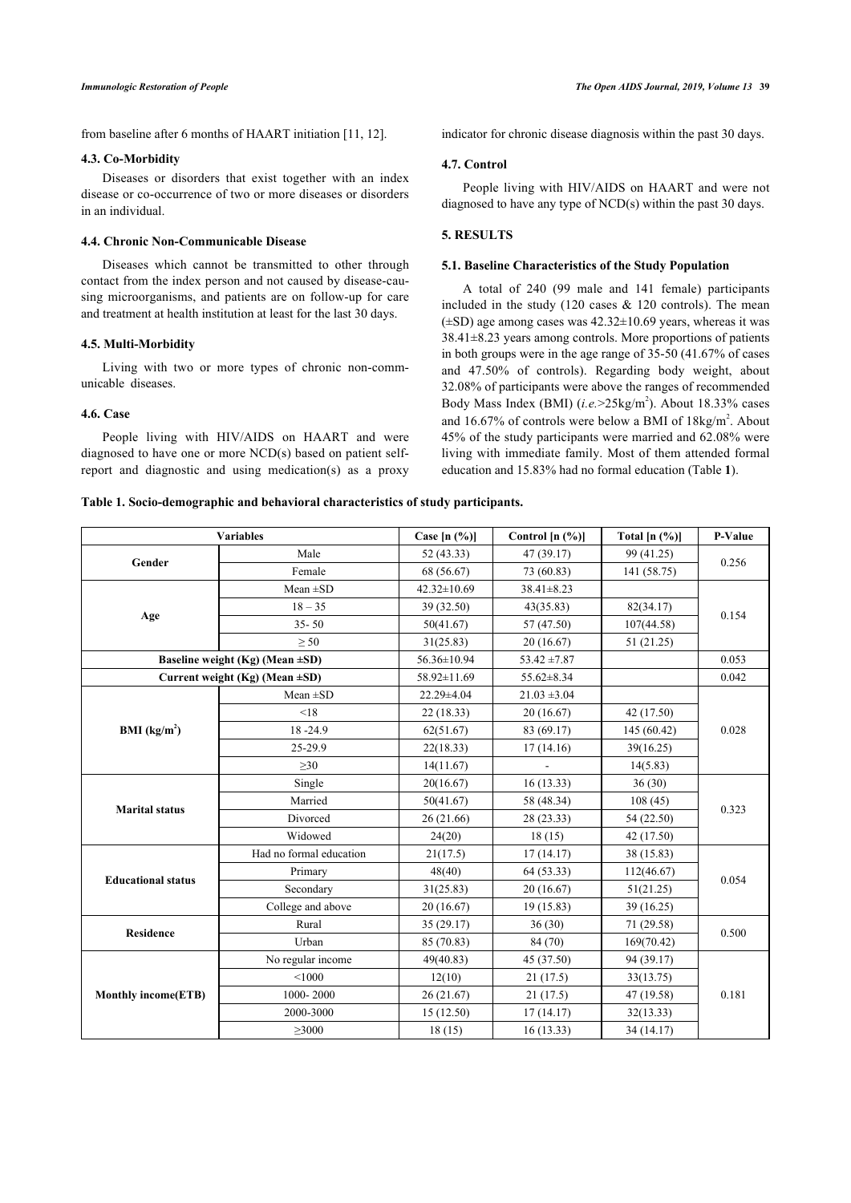from baseline after 6 months of HAART initiation [11, 12].

### 4.3. Co-Morbidity

Diseases or disorders that exist together with an index disease or co-occurrence of two or more diseases or disorders in an individual.

### 4.4. Chronic Non-Communicable Disease

Diseases which cannot be transmitted to other through contact from the index person and not caused by disease-causing microorganisms, and patients are on follow-up for care and treatment at health institution at least for the last 30 days.

### 4.5. Multi-Morbidity

Living with two or more types of chronic non-communicable diseases.

### 4.6. Case

People living with HIV/AIDS on HAART and were diagnosed to have one or more NCD(s) based on patient self-report and diagnostic and using medication(s) as a proxy indicator for chronic disease diagnosis within the past 30 days.

### 4.7. Control

People living with HIV/AIDS on HAART and were not diagnosed to have any type of NCD(s) within the past 30 days.

## 5. RESULTS

### 5.1. Baseline Characteristics of the Study Population

A total of 240 (99 male and 141 female) participants included in the study (120 cases & 120 controls). The mean (±SD) age among cases was 42.32±10.69 years, whereas it was 38.41±8.23 years among controls. More proportions of patients in both groups were in the age range of 35-50 (41.67% of cases and 47.50% of controls). Regarding body weight, about 32.08% of participants were above the ranges of recommended Body Mass Index (BMI) (*i.e.*>25kg/m$^2$). About 18.33% cases and 16.67% of controls were below a BMI of 18kg/m$^2$. About 45% of the study participants were married and 62.08% were living with immediate family. Most of them attended formal education and 15.83% had no formal education (Table **1**).

**Table 1. Socio-demographic and behavioral characteristics of study participants.**

| Variables | | Case [n (%)] | Control [n (%)] | Total [n (%)] | P-Value |
|---|---|---|---|---|---|
| **Gender** | Male | 52 (43.33) | 47 (39.17) | 99 (41.25) | 0.256 |
| | Female | 68 (56.67) | 73 (60.83) | 141 (58.75) | |
| **Age** | Mean ±SD | 42.32±10.69 | 38.41±8.23 | | 0.154 |
| | 18 – 35 | 39 (32.50) | 43(35.83) | 82(34.17) | |
| | 35- 50 | 50(41.67) | 57 (47.50) | 107(44.58) | |
| | ≥ 50 | 31(25.83) | 20 (16.67) | 51 (21.25) | |
| **Baseline weight (Kg) (Mean ±SD)** | | 56.36±10.94 | 53.42 ±7.87 | | 0.053 |
| **Current weight (Kg) (Mean ±SD)** | | 58.92±11.69 | 55.62±8.34 | | 0.042 |
| **BMI (kg/m$^2$)** | Mean ±SD | 22.29±4.04 | 21.03 ±3.04 | | 0.028 |
| | <18 | 22 (18.33) | 20 (16.67) | 42 (17.50) | |
| | 18 -24.9 | 62(51.67) | 83 (69.17) | 145 (60.42) | |
| | 25-29.9 | 22(18.33) | 17 (14.16) | 39(16.25) | |
| | ≥30 | 14(11.67) | - | 14(5.83) | |
| **Marital status** | Single | 20(16.67) | 16 (13.33) | 36 (30) | 0.323 |
| | Married | 50(41.67) | 58 (48.34) | 108 (45) | |
| | Divorced | 26 (21.66) | 28 (23.33) | 54 (22.50) | |
| | Widowed | 24(20) | 18 (15) | 42 (17.50) | |
| **Educational status** | Had no formal education | 21(17.5) | 17 (14.17) | 38 (15.83) | 0.054 |
| | Primary | 48(40) | 64 (53.33) | 112(46.67) | |
| | Secondary | 31(25.83) | 20 (16.67) | 51(21.25) | |
| | College and above | 20 (16.67) | 19 (15.83) | 39 (16.25) | |
| **Residence** | Rural | 35 (29.17) | 36 (30) | 71 (29.58) | 0.500 |
| | Urban | 85 (70.83) | 84 (70) | 169(70.42) | |
| **Monthly income(ETB)** | No regular income | 49(40.83) | 45 (37.50) | 94 (39.17) | 0.181 |
| | <1000 | 12(10) | 21 (17.5) | 33(13.75) | |
| | 1000- 2000 | 26 (21.67) | 21 (17.5) | 47 (19.58) | |
| | 2000-3000 | 15 (12.50) | 17 (14.17) | 32(13.33) | |
| | ≥3000 | 18 (15) | 16 (13.33) | 34 (14.17) | |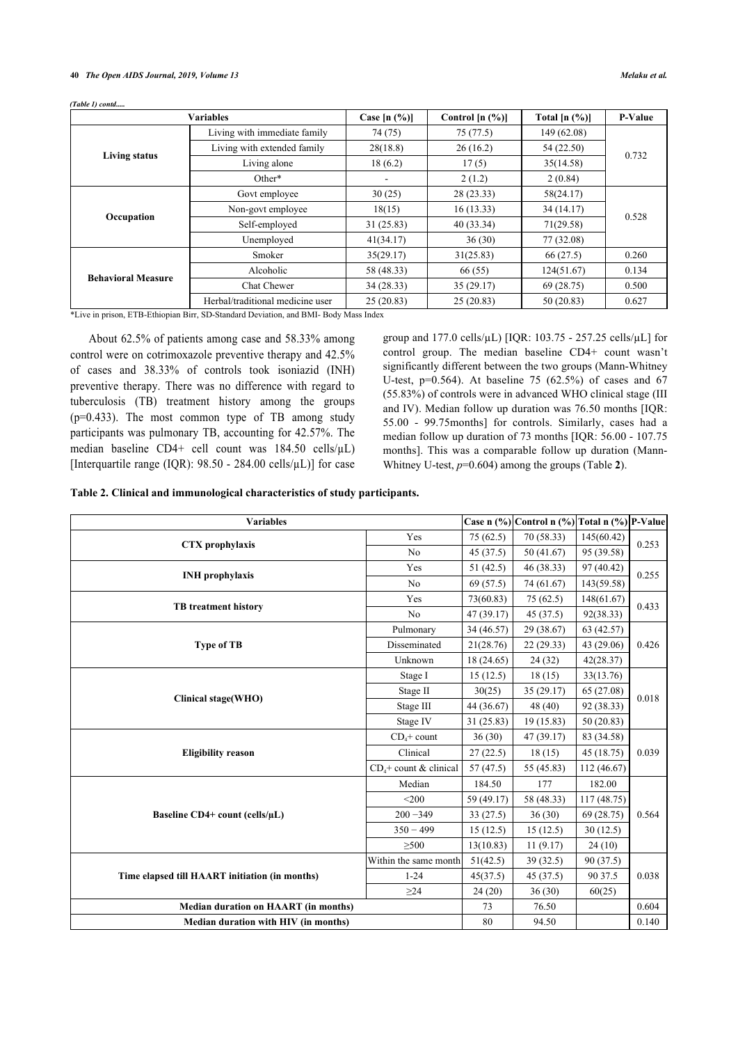*(Table 1) contd.....*

| Variables | | Case [n (%)] | Control [n (%)] | Total [n (%)] | P-Value |
|---|---|---|---|---|---|
| **Living status** | Living with immediate family | 74 (75) | 75 (77.5) | 149 (62.08) | 0.732 |
| | Living with extended family | 28(18.8) | 26 (16.2) | 54 (22.50) | |
| | Living alone | 18 (6.2) | 17(5) | 35(14.58) | |
| | Other* | - | 2 (1.2) | 2 (0.84) | |
| **Occupation** | Govt employee | 30 (25) | 28 (23.33) | 58(24.17) | 0.528 |
| | Non-govt employee | 18(15) | 16 (13.33) | 34 (14.17) | |
| | Self-employed | 31 (25.83) | 40 (33.34) | 71(29.58) | |
| | Unemployed | 41(34.17) | 36 (30) | 77 (32.08) | |
| **Behavioral Measure** | Smoker | 35(29.17) | 31(25.83) | 66 (27.5) | 0.260 |
| | Alcoholic | 58 (48.33) | 66 (55) | 124(51.67) | 0.134 |
| | Chat Chewer | 34 (28.33) | 35 (29.17) | 69 (28.75) | 0.500 |
| | Herbal/traditional medicine user | 25 (20.83) | 25 (20.83) | 50 (20.83) | 0.627 |

*Live in prison, ETB-Ethiopian Birr, SD-Standard Deviation, and BMI- Body Mass Index

About 62.5% of patients among case and 58.33% among control were on cotrimoxazole preventive therapy and 42.5% of cases and 38.33% of controls took isoniazid (INH) preventive therapy. There was no difference with regard to tuberculosis (TB) treatment history among the groups (p=0.433). The most common type of TB among study participants was pulmonary TB, accounting for 42.57%. The median baseline CD4+ cell count was 184.50 cells/µL) [Interquartile range (IQR): 98.50 - 284.00 cells/µL)] for case group and 177.0 cells/µL) [IQR: 103.75 - 257.25 cells/µL] for control group. The median baseline CD4+ count wasn't significantly different between the two groups (Mann-Whitney U-test, p=0.564). At baseline 75 (62.5%) of cases and 67 (55.83%) of controls were in advanced WHO clinical stage (III and IV). Median follow up duration was 76.50 months [IQR: 55.00 - 99.75months] for controls. Similarly, cases had a median follow up duration of 73 months [IQR: 56.00 - 107.75 months]. This was a comparable follow up duration (Mann-Whitney U-test, *p*=0.604) among the groups (Table **2**).

**Table 2. Clinical and immunological characteristics of study participants.**

| Variables | | Case n (%) | Control n (%) | Total n (%) | P-Value |
|---|---|---|---|---|---|
| **CTX prophylaxis** | Yes | 75 (62.5) | 70 (58.33) | 145(60.42) | 0.253 |
| | No | 45 (37.5) | 50 (41.67) | 95 (39.58) | |
| **INH prophylaxis** | Yes | 51 (42.5) | 46 (38.33) | 97 (40.42) | 0.255 |
| | No | 69 (57.5) | 74 (61.67) | 143(59.58) | |
| **TB treatment history** | Yes | 73(60.83) | 75 (62.5) | 148(61.67) | 0.433 |
| | No | 47 (39.17) | 45 (37.5) | 92(38.33) | |
| **Type of TB** | Pulmonary | 34 (46.57) | 29 (38.67) | 63 (42.57) | 0.426 |
| | Disseminated | 21(28.76) | 22 (29.33) | 43 (29.06) | |
| | Unknown | 18 (24.65) | 24 (32) | 42(28.37) | |
| **Clinical stage(WHO)** | Stage I | 15 (12.5) | 18 (15) | 33(13.76) | 0.018 |
| | Stage II | 30(25) | 35 (29.17) | 65 (27.08) | |
| | Stage III | 44 (36.67) | 48 (40) | 92 (38.33) | |
| | Stage IV | 31 (25.83) | 19 (15.83) | 50 (20.83) | |
| **Eligibility reason** | $CD_4$+ count | 36 (30) | 47 (39.17) | 83 (34.58) | 0.039 |
| | Clinical | 27 (22.5) | 18 (15) | 45 (18.75) | |
| | $CD_4$+ count & clinical | 57 (47.5) | 55 (45.83) | 112 (46.67) | |
| **Baseline CD4+ count (cells/µL)** | Median | 184.50 | 177 | 182.00 | 0.564 |
| | <200 | 59 (49.17) | 58 (48.33) | 117 (48.75) | |
| | 200 −349 | 33 (27.5) | 36 (30) | 69 (28.75) | |
| | 350 − 499 | 15 (12.5) | 15 (12.5) | 30 (12.5) | |
| | ≥500 | 13(10.83) | 11 (9.17) | 24 (10) | |
| **Time elapsed till HAART initiation (in months)** | Within the same month | 51(42.5) | 39 (32.5) | 90 (37.5) | 0.038 |
| | 1-24 | 45(37.5) | 45 (37.5) | 90 37.5 | |
| | ≥24 | 24 (20) | 36 (30) | 60(25) | |
| **Median duration on HAART (in months)** | | 73 | 76.50 | | 0.604 |
| **Median duration with HIV (in months)** | | 80 | 94.50 | | 0.140 |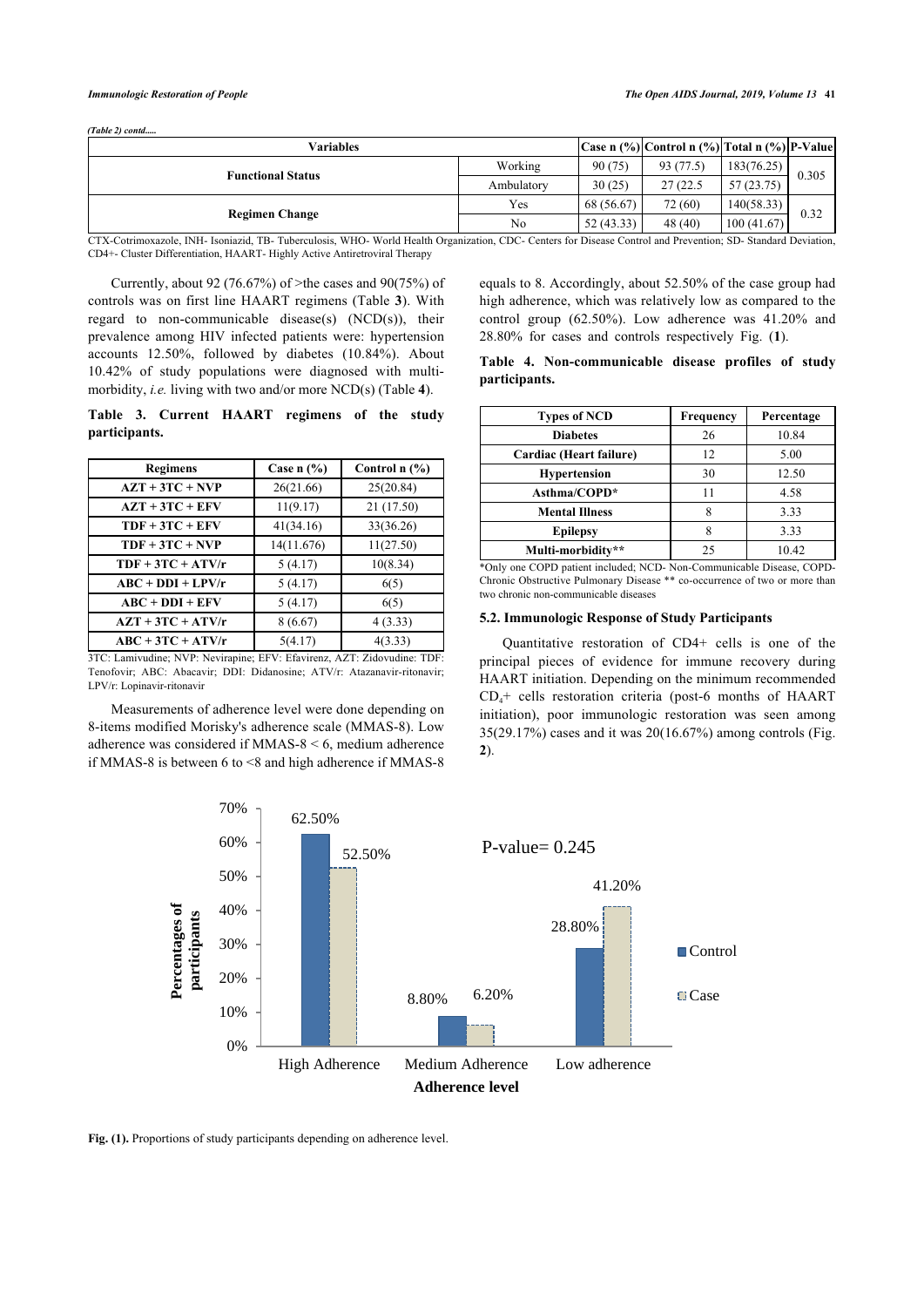*(Table 2) contd.....*

| Variables | | Case n (%) | Control n (%) | Total n (%) | P-Value |
|---|---|---|---|---|---|
| **Functional Status** | Working | 90 (75) | 93 (77.5) | 183(76.25) | 0.305 |
| | Ambulatory | 30 (25) | 27 (22.5 | 57 (23.75) | |
| **Regimen Change** | Yes | 68 (56.67) | 72 (60) | 140(58.33) | 0.32 |
| | No | 52 (43.33) | 48 (40) | 100 (41.67) | |

CTX-Cotrimoxazole, INH- Isoniazid, TB- Tuberculosis, WHO- World Health Organization, CDC- Centers for Disease Control and Prevention; SD- Standard Deviation, CD4+- Cluster Differentiation, HAART- Highly Active Antiretroviral Therapy

Currently, about 92 (76.67%) of >the cases and 90(75%) of controls was on first line HAART regimens (Table **3**). With regard to non-communicable disease(s) (NCD(s)), their prevalence among HIV infected patients were: hypertension accounts 12.50%, followed by diabetes (10.84%). About 10.42% of study populations were diagnosed with multi-morbidity, *i.e.* living with two and/or more NCD(s) (Table **4**).

**Table 3. Current HAART regimens of the study participants.**

| Regimens | Case n (%) | Control n (%) |
|---|---|---|
| **AZT + 3TC + NVP** | 26(21.66) | 25(20.84) |
| **AZT + 3TC + EFV** | 11(9.17) | 21 (17.50) |
| **TDF + 3TC + EFV** | 41(34.16) | 33(36.26) |
| **TDF + 3TC + NVP** | 14(11.676) | 11(27.50) |
| **TDF + 3TC + ATV/r** | 5 (4.17) | 10(8.34) |
| **ABC + DDI + LPV/r** | 5 (4.17) | 6(5) |
| **ABC + DDI + EFV** | 5 (4.17) | 6(5) |
| **AZT + 3TC + ATV/r** | 8 (6.67) | 4 (3.33) |
| **ABC + 3TC + ATV/r** | 5(4.17) | 4(3.33) |

3TC: Lamivudine; NVP: Nevirapine; EFV: Efavirenz, AZT: Zidovudine: TDF: Tenofovir; ABC: Abacavir; DDI: Didanosine; ATV/r: Atazanavir-ritonavir; LPV/r: Lopinavir-ritonavir

Measurements of adherence level were done depending on 8-items modified Morisky's adherence scale (MMAS-8). Low adherence was considered if MMAS-8 < 6, medium adherence if MMAS-8 is between 6 to <8 and high adherence if MMAS-8 equals to 8. Accordingly, about 52.50% of the case group had high adherence, which was relatively low as compared to the control group (62.50%). Low adherence was 41.20% and 28.80% for cases and controls respectively Fig. (**1**).

**Table 4. Non-communicable disease profiles of study participants.**

| Types of NCD | Frequency | Percentage |
|---|---|---|
| **Diabetes** | 26 | 10.84 |
| **Cardiac (Heart failure)** | 12 | 5.00 |
| **Hypertension** | 30 | 12.50 |
| **Asthma/COPD*** | 11 | 4.58 |
| **Mental Illness** | 8 | 3.33 |
| **Epilepsy** | 8 | 3.33 |
| **Multi-morbidity**** | 25 | 10.42 |

*Only one COPD patient included; NCD- Non-Communicable Disease, COPD- Chronic Obstructive Pulmonary Disease ** co-occurrence of two or more than two chronic non-communicable diseases

### 5.2. Immunologic Response of Study Participants

Quantitative restoration of CD4+ cells is one of the principal pieces of evidence for immune recovery during HAART initiation. Depending on the minimum recommended $CD_4$+ cells restoration criteria (post-6 months of HAART initiation), poor immunologic restoration was seen among 35(29.17%) cases and it was 20(16.67%) among controls (Fig. **2**).

**Fig. (1).** Proportions of study participants depending on adherence level.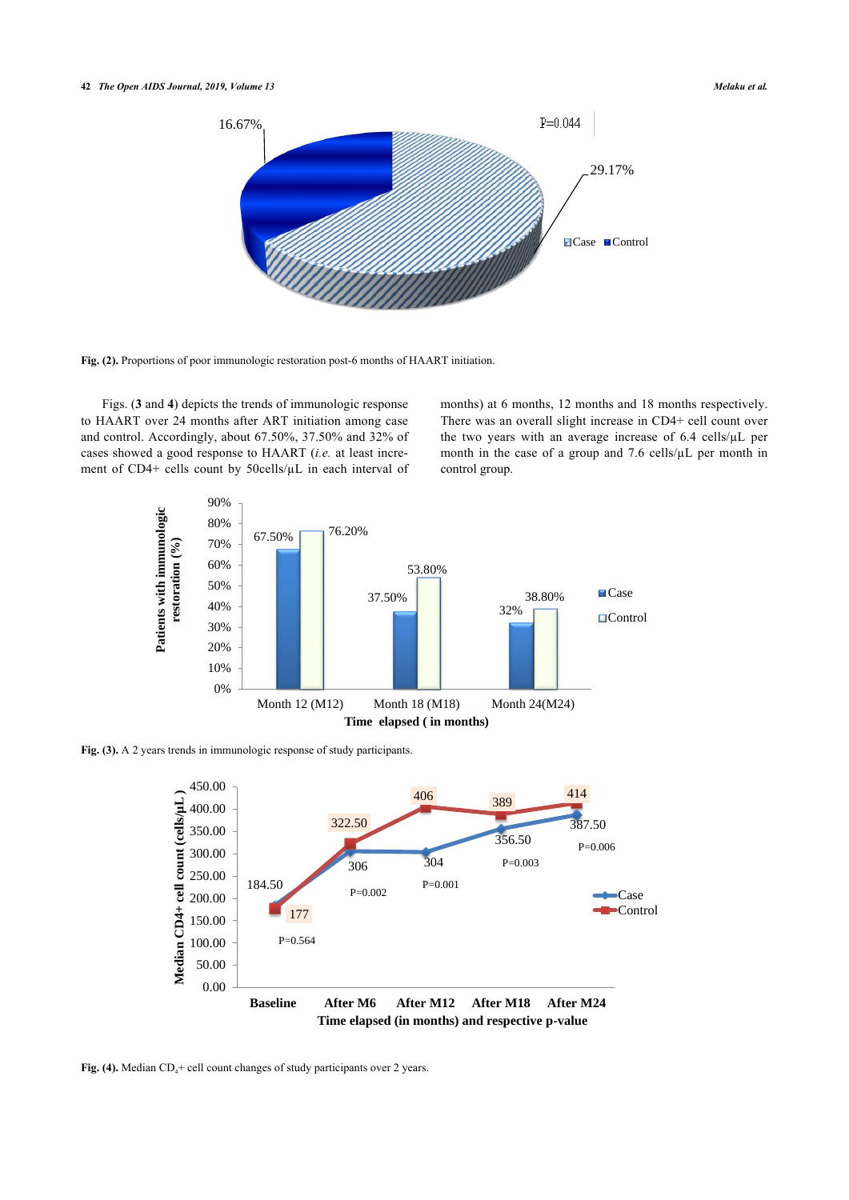Fig. (2). Proportions of poor immunologic restoration post-6 months of HAART initiation.

Figs. (**3** and **4**) depicts the trends of immunologic response to HAART over 24 months after ART initiation among case and control. Accordingly, about 67.50%, 37.50% and 32% of cases showed a good response to HAART (*i.e.* at least increment of CD4+ cells count by 50cells/μL in each interval of months) at 6 months, 12 months and 18 months respectively. There was an overall slight increase in CD4+ cell count over the two years with an average increase of 6.4 cells/μL per month in the case of a group and 7.6 cells/μL per month in control group.

Fig. (3). A 2 years trends in immunologic response of study participants.

Fig. (4). Median $CD_4$+ cell count changes of study participants over 2 years.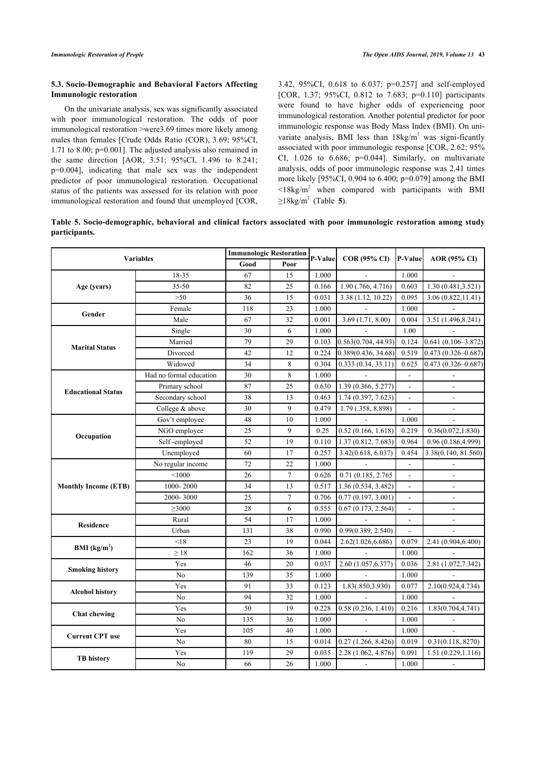### 5.3. Socio-Demographic and Behavioral Factors Affecting Immunologic restoration

On the univariate analysis, sex was significantly associated with poor immunological restoration. The odds of poor immunological restoration >were3.69 times more likely among males than females [Crude Odds Ratio (COR), 3.69; 95%CI, 1.71 to 8.00; p=0.001]. The adjusted analysis also remained in the same direction [AOR, 3.51; 95%CI, 1.496 to 8.241; p=0.004], indicating that male sex was the independent predictor of poor immunological restoration. Occupational status of the patients was assessed for its relation with poor immunological restoration and found that unemployed [COR, 3.42, 95%CI, 0.618 to 6.037; p=0.257] and self-employed [COR, 1.37; 95%CI, 0.812 to 7.683; p=0.110] participants were found to have higher odds of experiencing poor immunological restoration. Another potential predictor for poor immunologic response was Body Mass Index (BMI). On univariate analysis, BMI less than $18kg/m^2$ was signi-ficantly associated with poor immunologic response [COR, 2.62; 95% CI, 1.026 to 6.686; p=0.044]. Similarly, on multivariate analysis, odds of poor immunologic response was 2.41 times more likely [95%CI, 0.904 to 6.400; p=0.079] among the BMI $<18kg/m^2$ when compared with participants with BMI $\geq 18kg/m^2$ (Table **5**).

**Table 5. Socio-demographic, behavioral and clinical factors associated with poor immunologic restoration among study participants.**

| Variables | | Immunologic Restoration | | P-Value | COR (95% CI) | P-Value | AOR (95% CI) |
|---|---|---|---|---|---|---|---|
| | | Good | Poor | | | | |
| Age (years) | 18-35 | 67 | 15 | 1.000 | - | 1.000 | - |
| | 35-50 | 82 | 25 | 0.166 | 1.90 (.766, 4.716) | 0.603 | 1.30 (0.481,3.521) |
| | >50 | 36 | 15 | 0.031 | 3.38 (1.12, 10.22) | 0.095 | 3.06 (0.822,11.41) |
| Gender | Female | 118 | 23 | 1.000 | - | 1.000 | - |
| | Male | 67 | 32 | 0.001 | 3.69 (1.71, 8.00) | 0.004 | 3.51 (1.496,8.241) |
| Marital Status | Single | 30 | 6 | 1.000 | - | 1.00 | - |
| | Married | 79 | 29 | 0.103 | 0.563(0.704, 44.93) | 0.124 | 0.641 (0.106–3.872) |
| | Divorced | 42 | 12 | 0.224 | 0.389(0.436, 34.68) | 0.519 | 0.473 (0.326–0.687) |
| | Widowed | 34 | 8 | 0.304 | 0.333 (0.34, 33.11) | 0.625 | 0.473 (0.326–0.687) |
| Educational Status | Had no formal education | 30 | 8 | 1.000 | - | - | - |
| | Primary school | 87 | 25 | 0.630 | 1.39 (0.366, 5.277) | - | - |
| | Secondary school | 38 | 13 | 0.463 | 1.74 (0.397, 7.623) | - | - |
| | College & above | 30 | 9 | 0.479 | 1.79 (.358, 8.898) | - | - |
| Occupation | Gov't employee | 48 | 10 | 1.000 | - | 1.000 | - |
| | NGO employee | 25 | 9 | 0.25 | 0.52 (0.166, 1.618) | 0.219 | 0.36(0.072,1.830) |
| | Self -employed | 52 | 19 | 0.110 | 1.37 (0.812, 7.683) | 0.964 | 0.96 (0.186,4.999) |
| | Unemployed | 60 | 17 | 0.257 | 3.42(0.618, 6.037) | 0.454 | 3.38(0.140, 81.560) |
| Monthly Income (ETB) | No regular income | 72 | 22 | 1.000 | - | - | - |
| | <1000 | 26 | 7 | 0.626 | 0.71 (0.185, 2.765 | - | - |
| | 1000- 2000 | 34 | 13 | 0.517 | 1.36 (0.534, 3.482) | - | - |
| | 2000- 3000 | 25 | 7 | 0.706 | 0.77 (0.197, 3.001) | - | - |
| | ≥3000 | 28 | 6 | 0.555 | 0.67 (0.173, 2.564) | - | - |
| Residence | Rural | 54 | 17 | 1.000 | - | - | - |
| | Urban | 131 | 38 | 0.990 | 0.99(0.389, 2.540) | - | - |
| BMI ($kg/m^2$) | <18 | 23 | 19 | 0.044 | 2.62(1.026,6.686) | 0.079 | 2.41 (0.904,6.400) |
| | ≥ 18 | 162 | 36 | 1.000 | - | 1.000 | - |
| Smoking history | Yes | 46 | 20 | 0.037 | 2.60 (1.057,6.377) | 0.036 | 2.81 (1.072,7.342) |
| | No | 139 | 35 | 1.000 | - | 1.000 | - |
| Alcohol history | Yes | 91 | 33 | 0.123 | 1.83(.850,3.930) | 0.077 | 2.10(0.924,4.734) |
| | No | 94 | 32 | 1.000 | - | 1.000 | - |
| Chat chewing | Yes | 50 | 19 | 0.228 | 0.58 (0.236, 1.410) | 0.216 | 1.83(0.704,4.741) |
| | No | 135 | 36 | 1.000 | - | 1.000 | - |
| Current CPT use | Yes | 105 | 40 | 1.000 | - | 1.000 | - |
| | No | 80 | 15 | 0.014 | 0.27 (1.266, 8.426) | 0.019 | 0.31(0.118,.8270) |
| TB history | Yes | 119 | 29 | 0.035 | 2.28 (1.062, 4.876) | 0.091 | 1.51 (0.229,1.116) |
| | No | 66 | 26 | 1.000 | - | 1.000 | - |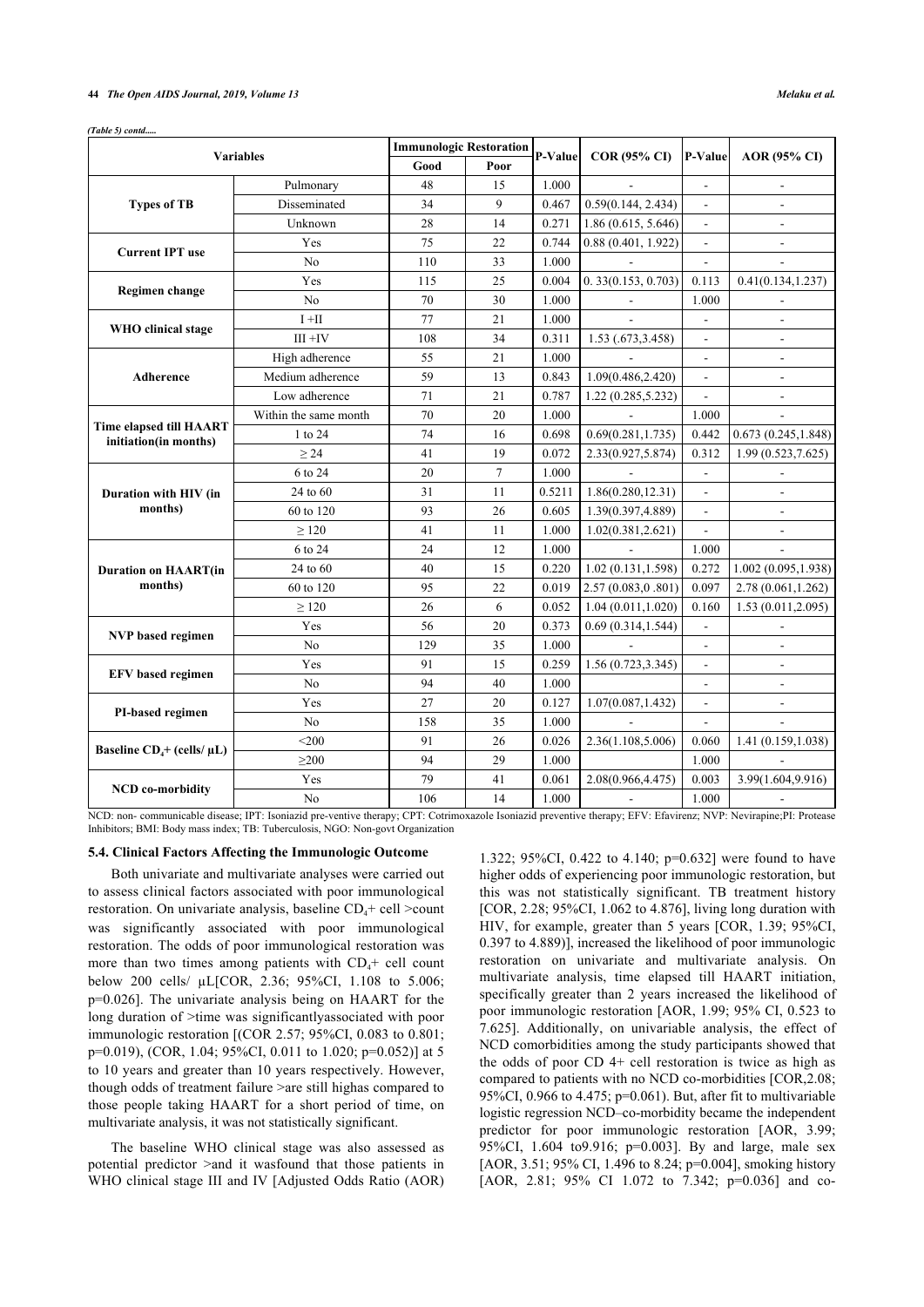*(Table 5) contd.....*

| Variables | | Immunologic Restoration | | P-Value | COR (95% CI) | P-Value | AOR (95% CI) |
|---|---|---|---|---|---|---|---|
| | | Good | Poor | | | | |
| **Types of TB** | Pulmonary | 48 | 15 | 1.000 | - | - | - |
| | Disseminated | 34 | 9 | 0.467 | 0.59(0.144, 2.434) | - | - |
| | Unknown | 28 | 14 | 0.271 | 1.86 (0.615, 5.646) | - | - |
| **Current IPT use** | Yes | 75 | 22 | 0.744 | 0.88 (0.401, 1.922) | - | - |
| | No | 110 | 33 | 1.000 | - | - | - |
| **Regimen change** | Yes | 115 | 25 | 0.004 | 0. 33(0.153, 0.703) | 0.113 | 0.41(0.134,1.237) |
| | No | 70 | 30 | 1.000 | - | 1.000 | - |
| **WHO clinical stage** | I +II | 77 | 21 | 1.000 | - | - | - |
| | III +IV | 108 | 34 | 0.311 | 1.53 (.673,3.458) | - | - |
| **Adherence** | High adherence | 55 | 21 | 1.000 | - | - | - |
| | Medium adherence | 59 | 13 | 0.843 | 1.09(0.486,2.420) | - | - |
| | Low adherence | 71 | 21 | 0.787 | 1.22 (0.285,5.232) | - | - |
| **Time elapsed till HAART initiation(in months)** | Within the same month | 70 | 20 | 1.000 | - | 1.000 | - |
| | 1 to 24 | 74 | 16 | 0.698 | 0.69(0.281,1.735) | 0.442 | 0.673 (0.245,1.848) |
| | ≥ 24 | 41 | 19 | 0.072 | 2.33(0.927,5.874) | 0.312 | 1.99 (0.523,7.625) |
| **Duration with HIV (in months)** | 6 to 24 | 20 | 7 | 1.000 | - | - | - |
| | 24 to 60 | 31 | 11 | 0.5211 | 1.86(0.280,12.31) | - | - |
| | 60 to 120 | 93 | 26 | 0.605 | 1.39(0.397,4.889) | - | - |
| | ≥ 120 | 41 | 11 | 1.000 | 1.02(0.381,2.621) | - | - |
| **Duration on HAART(in months)** | 6 to 24 | 24 | 12 | 1.000 | - | 1.000 | - |
| | 24 to 60 | 40 | 15 | 0.220 | 1.02 (0.131,1.598) | 0.272 | 1.002 (0.095,1.938) |
| | 60 to 120 | 95 | 22 | 0.019 | 2.57 (0.083,0 .801) | 0.097 | 2.78 (0.061,1.262) |
| | ≥ 120 | 26 | 6 | 0.052 | 1.04 (0.011,1.020) | 0.160 | 1.53 (0.011,2.095) |
| **NVP based regimen** | Yes | 56 | 20 | 0.373 | 0.69 (0.314,1.544) | - | - |
| | No | 129 | 35 | 1.000 | - | - | - |
| **EFV based regimen** | Yes | 91 | 15 | 0.259 | 1.56 (0.723,3.345) | - | - |
| | No | 94 | 40 | 1.000 | | - | - |
| **PI-based regimen** | Yes | 27 | 20 | 0.127 | 1.07(0.087,1.432) | - | - |
| | No | 158 | 35 | 1.000 | - | - | - |
| **Baseline $CD_4$+ (cells/ µL)** | <200 | 91 | 26 | 0.026 | 2.36(1.108,5.006) | 0.060 | 1.41 (0.159,1.038) |
| | ≥200 | 94 | 29 | 1.000 | | 1.000 | - |
| **NCD co-morbidity** | Yes | 79 | 41 | 0.061 | 2.08(0.966,4.475) | 0.003 | 3.99(1.604,9.916) |
| | No | 106 | 14 | 1.000 | - | 1.000 | - |

NCD: non- communicable disease; IPT: Isoniazid pre-ventive therapy; CPT: Cotrimoxazole Isoniazid preventive therapy; EFV: Efavirenz; NVP: Nevirapine;PI: Protease Inhibitors; BMI: Body mass index; TB: Tuberculosis, NGO: Non-govt Organization

### 5.4. Clinical Factors Affecting the Immunologic Outcome

Both univariate and multivariate analyses were carried out to assess clinical factors associated with poor immunological restoration. On univariate analysis, baseline $CD_4$+ cell >count was significantly associated with poor immunological restoration. The odds of poor immunological restoration was more than two times among patients with $CD_4$+ cell count below 200 cells/ µL[COR, 2.36; 95%CI, 1.108 to 5.006; p=0.026]. The univariate analysis being on HAART for the long duration of >time was significantlyassociated with poor immunologic restoration [(COR 2.57; 95%CI, 0.083 to 0.801; p=0.019), (COR, 1.04; 95%CI, 0.011 to 1.020; p=0.052)] at 5 to 10 years and greater than 10 years respectively. However, though odds of treatment failure >are still highas compared to those people taking HAART for a short period of time, on multivariate analysis, it was not statistically significant.

The baseline WHO clinical stage was also assessed as potential predictor >and it wasfound that those patients in WHO clinical stage III and IV [Adjusted Odds Ratio (AOR) 1.322; 95%CI, 0.422 to 4.140; p=0.632] were found to have higher odds of experiencing poor immunologic restoration, but this was not statistically significant. TB treatment history [COR, 2.28; 95%CI, 1.062 to 4.876], living long duration with HIV, for example, greater than 5 years [COR, 1.39; 95%CI, 0.397 to 4.889)], increased the likelihood of poor immunologic restoration on univariate and multivariate analysis. On multivariate analysis, time elapsed till HAART initiation, specifically greater than 2 years increased the likelihood of poor immunologic restoration [AOR, 1.99; 95% CI, 0.523 to 7.625]. Additionally, on univariable analysis, the effect of NCD comorbidities among the study participants showed that the odds of poor CD 4+ cell restoration is twice as high as compared to patients with no NCD co-morbidities [COR,2.08; 95%CI, 0.966 to 4.475; p=0.061). But, after fit to multivariable logistic regression NCD–co-morbidity became the independent predictor for poor immunologic restoration [AOR, 3.99; 95%CI, 1.604 to9.916; p=0.003]. By and large, male sex [AOR, 3.51; 95% CI, 1.496 to 8.24; p=0.004], smoking history [AOR, 2.81; 95% CI 1.072 to 7.342; p=0.036] and co-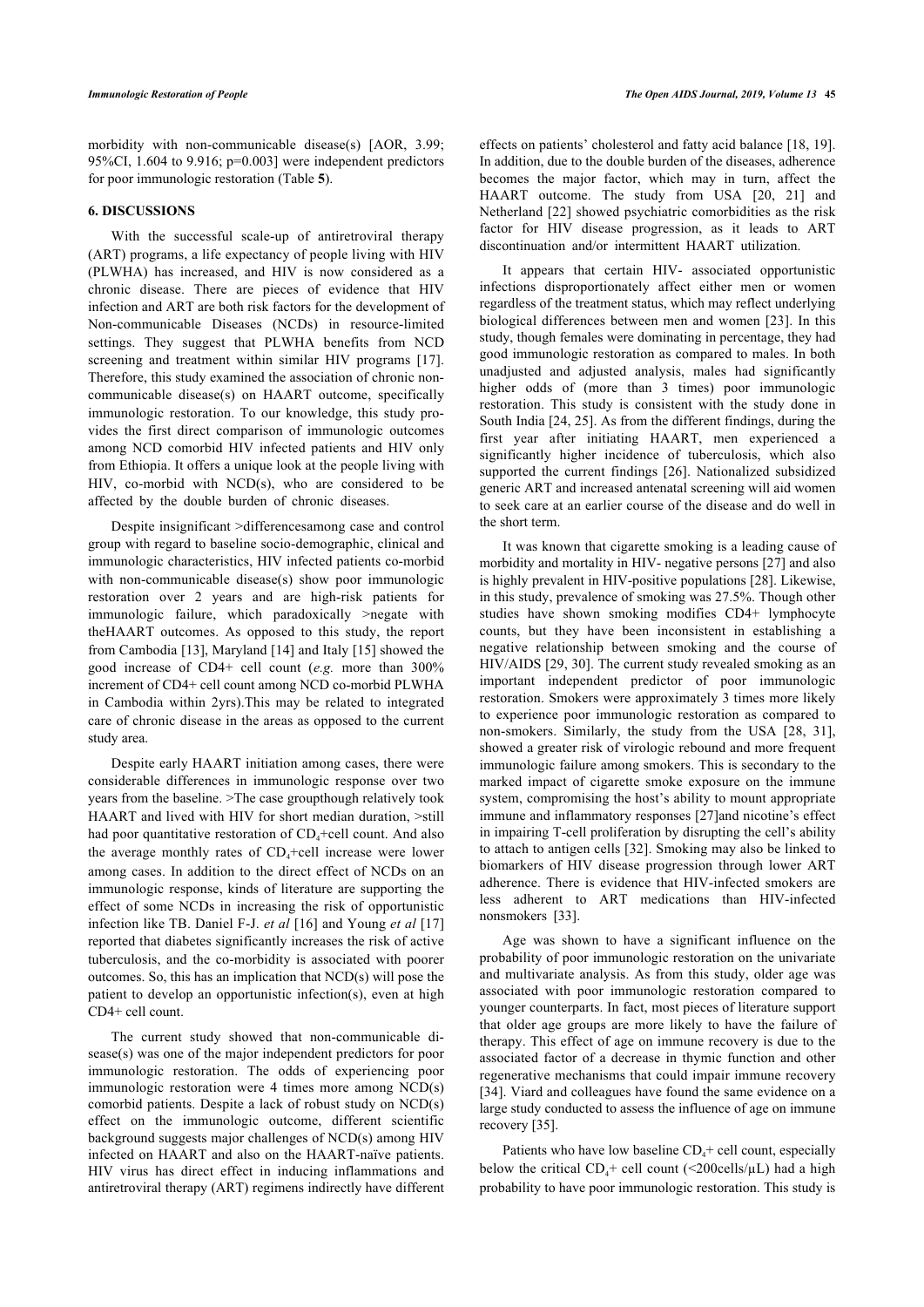morbidity with non-communicable disease(s) [AOR, 3.99; 95%CI, 1.604 to 9.916; p=0.003] were independent predictors for poor immunologic restoration (Table **5**).

## 6. DISCUSSIONS

With the successful scale-up of antiretroviral therapy (ART) programs, a life expectancy of people living with HIV (PLWHA) has increased, and HIV is now considered as a chronic disease. There are pieces of evidence that HIV infection and ART are both risk factors for the development of Non-communicable Diseases (NCDs) in resource-limited settings. They suggest that PLWHA benefits from NCD screening and treatment within similar HIV programs [17]. Therefore, this study examined the association of chronic non-communicable disease(s) on HAART outcome, specifically immunologic restoration. To our knowledge, this study provides the first direct comparison of immunologic outcomes among NCD comorbid HIV infected patients and HIV only from Ethiopia. It offers a unique look at the people living with HIV, co-morbid with NCD(s), who are considered to be affected by the double burden of chronic diseases.

Despite insignificant >differencesamong case and control group with regard to baseline socio-demographic, clinical and immunologic characteristics, HIV infected patients co-morbid with non-communicable disease(s) show poor immunologic restoration over 2 years and are high-risk patients for immunologic failure, which paradoxically >negate with theHAART outcomes. As opposed to this study, the report from Cambodia [13], Maryland [14] and Italy [15] showed the good increase of CD4+ cell count (*e.g.* more than 300% increment of CD4+ cell count among NCD co-morbid PLWHA in Cambodia within 2yrs).This may be related to integrated care of chronic disease in the areas as opposed to the current study area.

Despite early HAART initiation among cases, there were considerable differences in immunologic response over two years from the baseline. >The case groupthough relatively took HAART and lived with HIV for short median duration, >still had poor quantitative restoration of $CD_4$+cell count. And also the average monthly rates of $CD_4$+cell increase were lower among cases. In addition to the direct effect of NCDs on an immunologic response, kinds of literature are supporting the effect of some NCDs in increasing the risk of opportunistic infection like TB. Daniel F-J. *et al* [16] and Young *et al* [17] reported that diabetes significantly increases the risk of active tuberculosis, and the co-morbidity is associated with poorer outcomes. So, this has an implication that NCD(s) will pose the patient to develop an opportunistic infection(s), even at high CD4+ cell count.

The current study showed that non-communicable disease(s) was one of the major independent predictors for poor immunologic restoration. The odds of experiencing poor immunologic restoration were 4 times more among NCD(s) comorbid patients. Despite a lack of robust study on NCD(s) effect on the immunologic outcome, different scientific background suggests major challenges of NCD(s) among HIV infected on HAART and also on the HAART-naïve patients. HIV virus has direct effect in inducing inflammations and antiretroviral therapy (ART) regimens indirectly have different effects on patients' cholesterol and fatty acid balance [18, 19]. In addition, due to the double burden of the diseases, adherence becomes the major factor, which may in turn, affect the HAART outcome. The study from USA [20, 21] and Netherland [22] showed psychiatric comorbidities as the risk factor for HIV disease progression, as it leads to ART discontinuation and/or intermittent HAART utilization.

It appears that certain HIV- associated opportunistic infections disproportionately affect either men or women regardless of the treatment status, which may reflect underlying biological differences between men and women [23]. In this study, though females were dominating in percentage, they had good immunologic restoration as compared to males. In both unadjusted and adjusted analysis, males had significantly higher odds of (more than 3 times) poor immunologic restoration. This study is consistent with the study done in South India [24, 25]. As from the different findings, during the first year after initiating HAART, men experienced a significantly higher incidence of tuberculosis, which also supported the current findings [26]. Nationalized subsidized generic ART and increased antenatal screening will aid women to seek care at an earlier course of the disease and do well in the short term.

It was known that cigarette smoking is a leading cause of morbidity and mortality in HIV- negative persons [27] and also is highly prevalent in HIV-positive populations [28]. Likewise, in this study, prevalence of smoking was 27.5%. Though other studies have shown smoking modifies CD4+ lymphocyte counts, but they have been inconsistent in establishing a negative relationship between smoking and the course of HIV/AIDS [29, 30]. The current study revealed smoking as an important independent predictor of poor immunologic restoration. Smokers were approximately 3 times more likely to experience poor immunologic restoration as compared to non-smokers. Similarly, the study from the USA [28, 31], showed a greater risk of virologic rebound and more frequent immunologic failure among smokers. This is secondary to the marked impact of cigarette smoke exposure on the immune system, compromising the host's ability to mount appropriate immune and inflammatory responses [27]and nicotine's effect in impairing T-cell proliferation by disrupting the cell's ability to attach to antigen cells [32]. Smoking may also be linked to biomarkers of HIV disease progression through lower ART adherence. There is evidence that HIV-infected smokers are less adherent to ART medications than HIV-infected nonsmokers [33].

Age was shown to have a significant influence on the probability of poor immunologic restoration on the univariate and multivariate analysis. As from this study, older age was associated with poor immunologic restoration compared to younger counterparts. In fact, most pieces of literature support that older age groups are more likely to have the failure of therapy. This effect of age on immune recovery is due to the associated factor of a decrease in thymic function and other regenerative mechanisms that could impair immune recovery [34]. Viard and colleagues have found the same evidence on a large study conducted to assess the influence of age on immune recovery [35].

Patients who have low baseline $CD_4$+ cell count, especially below the critical $CD_4$+ cell count (<200cells/µL) had a high probability to have poor immunologic restoration. This study is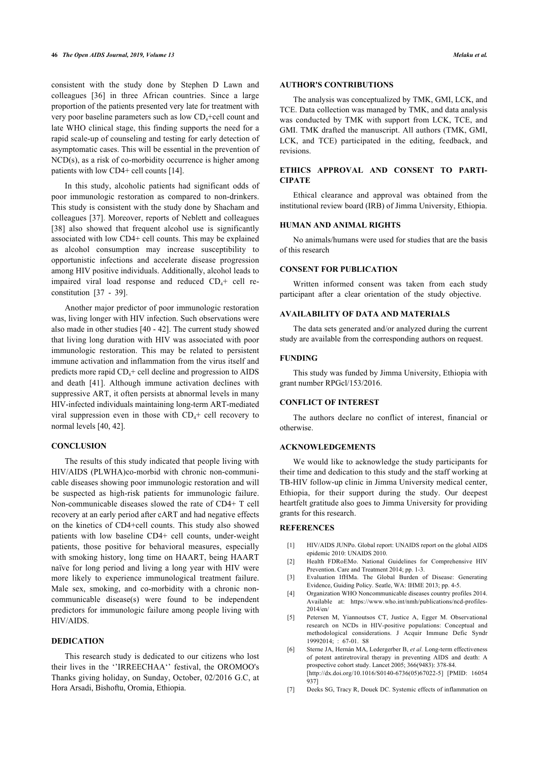consistent with the study done by Stephen D Lawn and colleagues [36] in three African countries. Since a large proportion of the patients presented very late for treatment with very poor baseline parameters such as low $CD_4$+cell count and late WHO clinical stage, this finding supports the need for a rapid scale-up of counseling and testing for early detection of asymptomatic cases. This will be essential in the prevention of NCD(s), as a risk of co-morbidity occurrence is higher among patients with low CD4+ cell counts [14].

In this study, alcoholic patients had significant odds of poor immunologic restoration as compared to non-drinkers. This study is consistent with the study done by Shacham and colleagues [37]. Moreover, reports of Neblett and colleagues [38] also showed that frequent alcohol use is significantly associated with low CD4+ cell counts. This may be explained as alcohol consumption may increase susceptibility to opportunistic infections and accelerate disease progression among HIV positive individuals. Additionally, alcohol leads to impaired viral load response and reduced $CD_4$+ cell reconstitution [37 - 39].

Another major predictor of poor immunologic restoration was, living longer with HIV infection. Such observations were also made in other studies [40 - 42]. The current study showed that living long duration with HIV was associated with poor immunologic restoration. This may be related to persistent immune activation and inflammation from the virus itself and predicts more rapid $CD_4$+ cell decline and progression to AIDS and death [41]. Although immune activation declines with suppressive ART, it often persists at abnormal levels in many HIV-infected individuals maintaining long-term ART-mediated viral suppression even in those with $CD_4$+ cell recovery to normal levels [40, 42].

## CONCLUSION

The results of this study indicated that people living with HIV/AIDS (PLWHA)co-morbid with chronic non-communicable diseases showing poor immunologic restoration and will be suspected as high-risk patients for immunologic failure. Non-communicable diseases slowed the rate of CD4+ T cell recovery at an early period after cART and had negative effects on the kinetics of CD4+cell counts. This study also showed patients with low baseline CD4+ cell counts, under-weight patients, those positive for behavioral measures, especially with smoking history, long time on HAART, being HAART naïve for long period and living a long year with HIV were more likely to experience immunological treatment failure. Male sex, smoking, and co-morbidity with a chronic non-communicable disease(s) were found to be independent predictors for immunologic failure among people living with HIV/AIDS.

## DEDICATION

This research study is dedicated to our citizens who lost their lives in the ''IRREECHAA'' festival, the OROMOO's Thanks giving holiday, on Sunday, October, 02/2016 G.C, at Hora Arsadi, Bishoftu, Oromia, Ethiopia.

## AUTHOR'S CONTRIBUTIONS

The analysis was conceptualized by TMK, GMI, LCK, and TCE. Data collection was managed by TMK, and data analysis was conducted by TMK with support from LCK, TCE, and GMI. TMK drafted the manuscript. All authors (TMK, GMI, LCK, and TCE) participated in the editing, feedback, and revisions.

## ETHICS APPROVAL AND CONSENT TO PARTICIPATE

Ethical clearance and approval was obtained from the institutional review board (IRB) of Jimma University, Ethiopia.

## HUMAN AND ANIMAL RIGHTS

No animals/humans were used for studies that are the basis of this research

## CONSENT FOR PUBLICATION

Written informed consent was taken from each study participant after a clear orientation of the study objective.

## AVAILABILITY OF DATA AND MATERIALS

The data sets generated and/or analyzed during the current study are available from the corresponding authors on request.

## FUNDING

This study was funded by Jimma University, Ethiopia with grant number RPGcl/153/2016.

## CONFLICT OF INTEREST

The authors declare no conflict of interest, financial or otherwise.

## ACKNOWLEDGEMENTS

We would like to acknowledge the study participants for their time and dedication to this study and the staff working at TB-HIV follow-up clinic in Jimma University medical center, Ethiopia, for their support during the study. Our deepest heartfelt gratitude also goes to Jimma University for providing grants for this research.

## REFERENCES

- [1] HIV/AIDS JUNPo. Global report: UNAIDS report on the global AIDS epidemic 2010: UNAIDS 2010.
- [2] Health FDRoEMo. National Guidelines for Comprehensive HIV Prevention. Care and Treatment 2014; pp. 1-3.
- [3] Evaluation IfHMa. The Global Burden of Disease: Generating Evidence, Guiding Policy. Seatle, WA: IHME 2013; pp. 4-5.
- [4] Organization WHO Noncommunicable diseases country profiles 2014. Available at: https://www.who.int/nmh/publications/ncd-profiles-2014/en/
- [5] Petersen M, Yiannoutsos CT, Justice A, Egger M. Observational research on NCDs in HIV-positive populations: Conceptual and methodological considerations. J Acquir Immune Defic Syndr 19992014; : 67-01. S8
- [6] Sterne JA, Hernán MA, Ledergerber B, *et al.* Long-term effectiveness of potent antiretroviral therapy in preventing AIDS and death: A prospective cohort study. Lancet 2005; 366(9483): 378-84. [http://dx.doi.org/10.1016/S0140-6736(05)67022-5] [PMID: 16054937]
- [7] Deeks SG, Tracy R, Douek DC. Systemic effects of inflammation on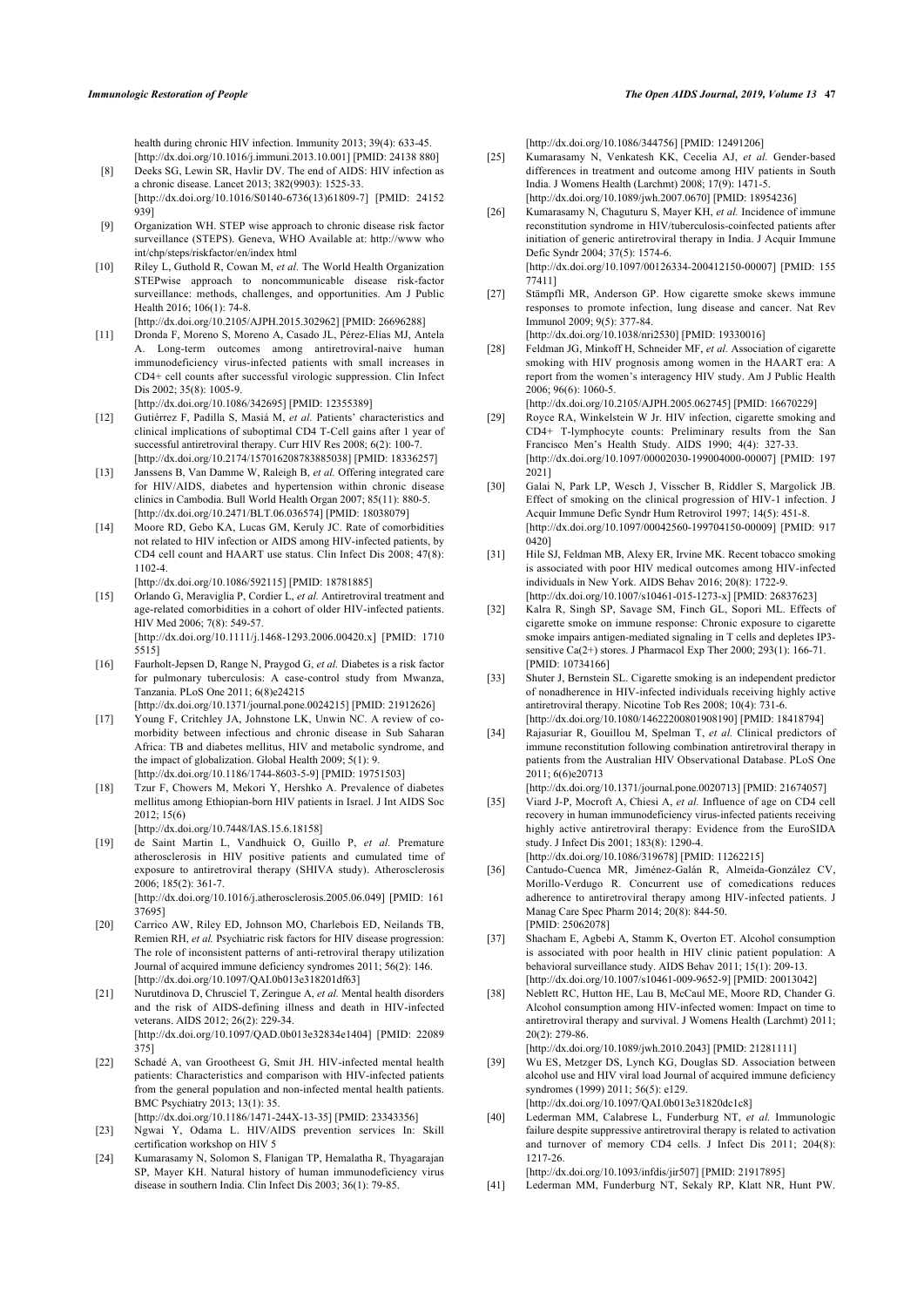health during chronic HIV infection. Immunity 2013; 39(4): 633-45. [http://dx.doi.org/10.1016/j.immuni.2013.10.001] [PMID: 24138 880]

[8] Deeks SG, Lewin SR, Havlir DV. The end of AIDS: HIV infection as a chronic disease. Lancet 2013; 382(9903): 1525-33. [http://dx.doi.org/10.1016/S0140-6736(13)61809-7] [PMID: 24152 939]

[9] Organization WH. STEP wise approach to chronic disease risk factor surveillance (STEPS). Geneva, WHO Available at: http://www who int/chp/steps/riskfactor/en/index html

[10] Riley L, Guthold R, Cowan M, *et al.* The World Health Organization STEPwise approach to noncommunicable disease risk-factor surveillance: methods, challenges, and opportunities. Am J Public Health 2016; 106(1): 74-8. [http://dx.doi.org/10.2105/AJPH.2015.302962] [PMID: 26696288]

[11] Dronda F, Moreno S, Moreno A, Casado JL, Pérez-Elías MJ, Antela A. Long-term outcomes among antiretroviral-naive human immunodeficiency virus-infected patients with small increases in CD4+ cell counts after successful virologic suppression. Clin Infect Dis 2002; 35(8): 1005-9. [http://dx.doi.org/10.1086/342695] [PMID: 12355389]

[12] Gutiérrez F, Padilla S, Masiá M, *et al.* Patients' characteristics and clinical implications of suboptimal CD4 T-Cell gains after 1 year of successful antiretroviral therapy. Curr HIV Res 2008; 6(2): 100-7. [http://dx.doi.org/10.2174/157016208783885038] [PMID: 18336257]

[13] Janssens B, Van Damme W, Raleigh B, *et al.* Offering integrated care for HIV/AIDS, diabetes and hypertension within chronic disease clinics in Cambodia. Bull World Health Organ 2007; 85(11): 880-5. [http://dx.doi.org/10.2471/BLT.06.036574] [PMID: 18038079]

[14] Moore RD, Gebo KA, Lucas GM, Keruly JC. Rate of comorbidities not related to HIV infection or AIDS among HIV-infected patients, by CD4 cell count and HAART use status. Clin Infect Dis 2008; 47(8): 1102-4. [http://dx.doi.org/10.1086/592115] [PMID: 18781885]

[15] Orlando G, Meraviglia P, Cordier L, *et al.* Antiretroviral treatment and age-related comorbidities in a cohort of older HIV-infected patients. HIV Med 2006; 7(8): 549-57. [http://dx.doi.org/10.1111/j.1468-1293.2006.00420.x] [PMID: 1710 5515]

[16] Faurholt-Jepsen D, Range N, Praygod G, *et al.* Diabetes is a risk factor for pulmonary tuberculosis: A case-control study from Mwanza, Tanzania. PLoS One 2011; 6(8)e24215 [http://dx.doi.org/10.1371/journal.pone.0024215] [PMID: 21912626]

[17] Young F, Critchley JA, Johnstone LK, Unwin NC. A review of co-morbidity between infectious and chronic disease in Sub Saharan Africa: TB and diabetes mellitus, HIV and metabolic syndrome, and the impact of globalization. Global Health 2009; 5(1): 9. [http://dx.doi.org/10.1186/1744-8603-5-9] [PMID: 19751503]

[18] Tzur F, Chowers M, Mekori Y, Hershko A. Prevalence of diabetes mellitus among Ethiopian-born HIV patients in Israel. J Int AIDS Soc 2012; 15(6) [http://dx.doi.org/10.7448/IAS.15.6.18158]

[19] de Saint Martin L, Vandhuick O, Guillo P, *et al.* Premature atherosclerosis in HIV positive patients and cumulated time of exposure to antiretroviral therapy (SHIVA study). Atherosclerosis 2006; 185(2): 361-7. [http://dx.doi.org/10.1016/j.atherosclerosis.2005.06.049] [PMID: 161 37695]

[20] Carrico AW, Riley ED, Johnson MO, Charlebois ED, Neilands TB, Remien RH, *et al.* Psychiatric risk factors for HIV disease progression: The role of inconsistent patterns of anti-retroviral therapy utilization Journal of acquired immune deficiency syndromes 2011; 56(2): 146. [http://dx.doi.org/10.1097/QAI.0b013e318201df63]

[21] Nurutdinova D, Chrusciel T, Zeringue A, *et al.* Mental health disorders and the risk of AIDS-defining illness and death in HIV-infected veterans. AIDS 2012; 26(2): 229-34. [http://dx.doi.org/10.1097/QAD.0b013e32834e1404] [PMID: 22089 375]

[22] Schadé A, van Grootheest G, Smit JH. HIV-infected mental health patients: Characteristics and comparison with HIV-infected patients from the general population and non-infected mental health patients. BMC Psychiatry 2013; 13(1): 35. [http://dx.doi.org/10.1186/1471-244X-13-35] [PMID: 23343356]

[23] Ngwai Y, Odama L. HIV/AIDS prevention services In: Skill certification workshop on HIV 5

[24] Kumarasamy N, Solomon S, Flanigan TP, Hemalatha R, Thyagarajan SP, Mayer KH. Natural history of human immunodeficiency virus disease in southern India. Clin Infect Dis 2003; 36(1): 79-85. [http://dx.doi.org/10.1086/344756] [PMID: 12491206]

[25] Kumarasamy N, Venkatesh KK, Cecelia AJ, *et al.* Gender-based differences in treatment and outcome among HIV patients in South India. J Womens Health (Larchmt) 2008; 17(9): 1471-5. [http://dx.doi.org/10.1089/jwh.2007.0670] [PMID: 18954236]

[26] Kumarasamy N, Chaguturu S, Mayer KH, *et al.* Incidence of immune reconstitution syndrome in HIV/tuberculosis-coinfected patients after initiation of generic antiretroviral therapy in India. J Acquir Immune Defic Syndr 2004; 37(5): 1574-6. [http://dx.doi.org/10.1097/00126334-200412150-00007] [PMID: 155 77411]

[27] Stämpfli MR, Anderson GP. How cigarette smoke skews immune responses to promote infection, lung disease and cancer. Nat Rev Immunol 2009; 9(5): 377-84. [http://dx.doi.org/10.1038/nri2530] [PMID: 19330016]

[28] Feldman JG, Minkoff H, Schneider MF, *et al.* Association of cigarette smoking with HIV prognosis among women in the HAART era: A report from the women's interagency HIV study. Am J Public Health 2006; 96(6): 1060-5. [http://dx.doi.org/10.2105/AJPH.2005.062745] [PMID: 16670229]

[29] Royce RA, Winkelstein W Jr. HIV infection, cigarette smoking and CD4+ T-lymphocyte counts: Preliminary results from the San Francisco Men's Health Study. AIDS 1990; 4(4): 327-33. [http://dx.doi.org/10.1097/00002030-199004000-00007] [PMID: 197 2021]

[30] Galai N, Park LP, Wesch J, Visscher B, Riddler S, Margolick JB. Effect of smoking on the clinical progression of HIV-1 infection. J Acquir Immune Defic Syndr Hum Retrovirol 1997; 14(5): 451-8. [http://dx.doi.org/10.1097/00042560-199704150-00009] [PMID: 917 0420]

[31] Hile SJ, Feldman MB, Alexy ER, Irvine MK. Recent tobacco smoking is associated with poor HIV medical outcomes among HIV-infected individuals in New York. AIDS Behav 2016; 20(8): 1722-9. [http://dx.doi.org/10.1007/s10461-015-1273-x] [PMID: 26837623]

[32] Kalra R, Singh SP, Savage SM, Finch GL, Sopori ML. Effects of cigarette smoke on immune response: Chronic exposure to cigarette smoke impairs antigen-mediated signaling in T cells and depletes IP3-sensitive Ca(2+) stores. J Pharmacol Exp Ther 2000; 293(1): 166-71. [PMID: 10734166]

[33] Shuter J, Bernstein SL. Cigarette smoking is an independent predictor of nonadherence in HIV-infected individuals receiving highly active antiretroviral therapy. Nicotine Tob Res 2008; 10(4): 731-6. [http://dx.doi.org/10.1080/14622200801908190] [PMID: 18418794]

[34] Rajasuriar R, Gouillou M, Spelman T, *et al.* Clinical predictors of immune reconstitution following combination antiretroviral therapy in patients from the Australian HIV Observational Database. PLoS One 2011; 6(6)e20713 [http://dx.doi.org/10.1371/journal.pone.0020713] [PMID: 21674057]

[35] Viard J-P, Mocroft A, Chiesi A, *et al.* Influence of age on CD4 cell recovery in human immunodeficiency virus-infected patients receiving highly active antiretroviral therapy: Evidence from the EuroSIDA study. J Infect Dis 2001; 183(8): 1290-4. [http://dx.doi.org/10.1086/319678] [PMID: 11262215]

[36] Cantudo-Cuenca MR, Jiménez-Galán R, Almeida-González CV, Morillo-Verdugo R. Concurrent use of comedications reduces adherence to antiretroviral therapy among HIV-infected patients. J Manag Care Spec Pharm 2014; 20(8): 844-50. [PMID: 25062078]

[37] Shacham E, Agbebi A, Stamm K, Overton ET. Alcohol consumption is associated with poor health in HIV clinic patient population: A behavioral surveillance study. AIDS Behav 2011; 15(1): 209-13. [http://dx.doi.org/10.1007/s10461-009-9652-9] [PMID: 20013042]

[38] Neblett RC, Hutton HE, Lau B, McCaul ME, Moore RD, Chander G. Alcohol consumption among HIV-infected women: Impact on time to antiretroviral therapy and survival. J Womens Health (Larchmt) 2011; 20(2): 279-86. [http://dx.doi.org/10.1089/jwh.2010.2043] [PMID: 21281111]

[39] Wu ES, Metzger DS, Lynch KG, Douglas SD. Association between alcohol use and HIV viral load Journal of acquired immune deficiency syndromes (1999) 2011; 56(5): e129. [http://dx.doi.org/10.1097/QAI.0b013e31820dc1c8]

[40] Lederman MM, Calabrese L, Funderburg NT, *et al.* Immunologic failure despite suppressive antiretroviral therapy is related to activation and turnover of memory CD4 cells. J Infect Dis 2011; 204(8): 1217-26. [http://dx.doi.org/10.1093/infdis/jir507] [PMID: 21917895]

[41] Lederman MM, Funderburg NT, Sekaly RP, Klatt NR, Hunt PW.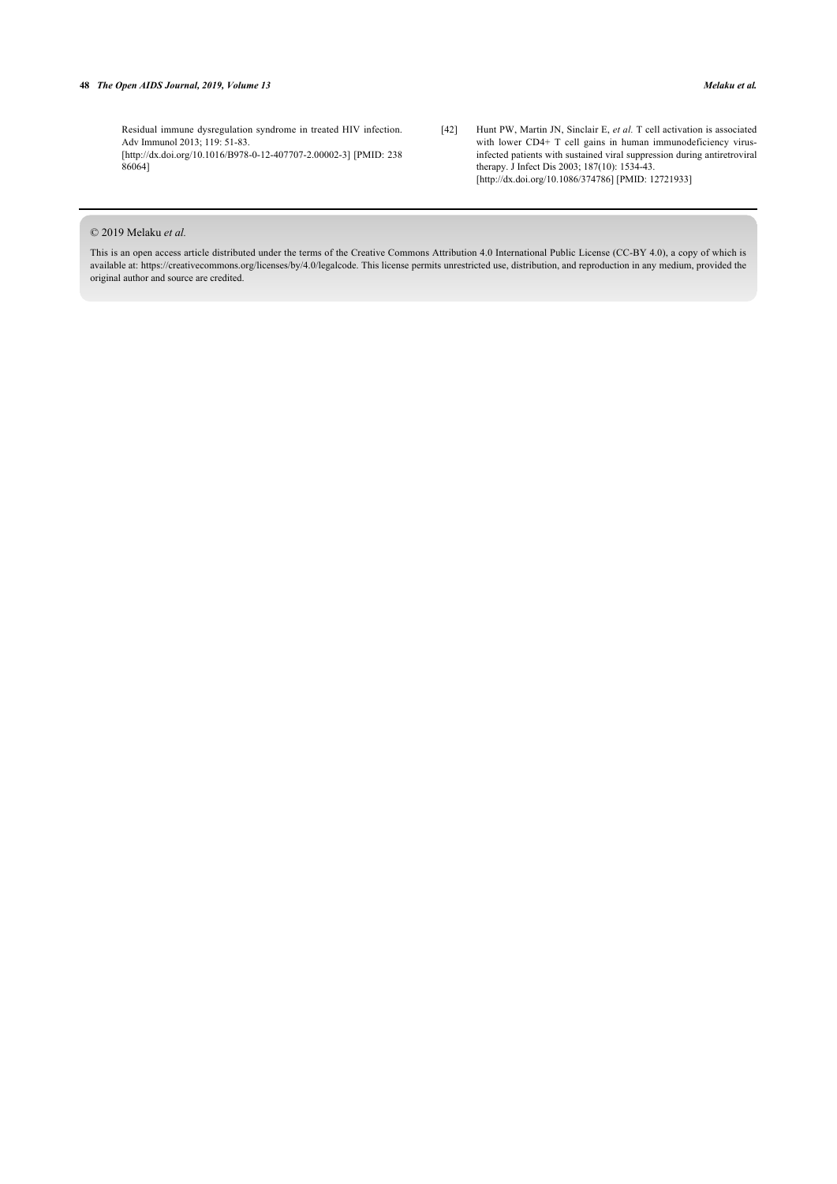Residual immune dysregulation syndrome in treated HIV infection. Adv Immunol 2013; 119: 51-83. [http://dx.doi.org/10.1016/B978-0-12-407707-2.00002-3] [PMID: 23886064]

[42] Hunt PW, Martin JN, Sinclair E, *et al.* T cell activation is associated with lower CD4+ T cell gains in human immunodeficiency virus-infected patients with sustained viral suppression during antiretroviral therapy. J Infect Dis 2003; 187(10): 1534-43. [http://dx.doi.org/10.1086/374786] [PMID: 12721933]

© 2019 Melaku *et al.*

This is an open access article distributed under the terms of the Creative Commons Attribution 4.0 International Public License (CC-BY 4.0), a copy of which is available at: https://creativecommons.org/licenses/by/4.0/legalcode. This license permits unrestricted use, distribution, and reproduction in any medium, provided the original author and source are credited.